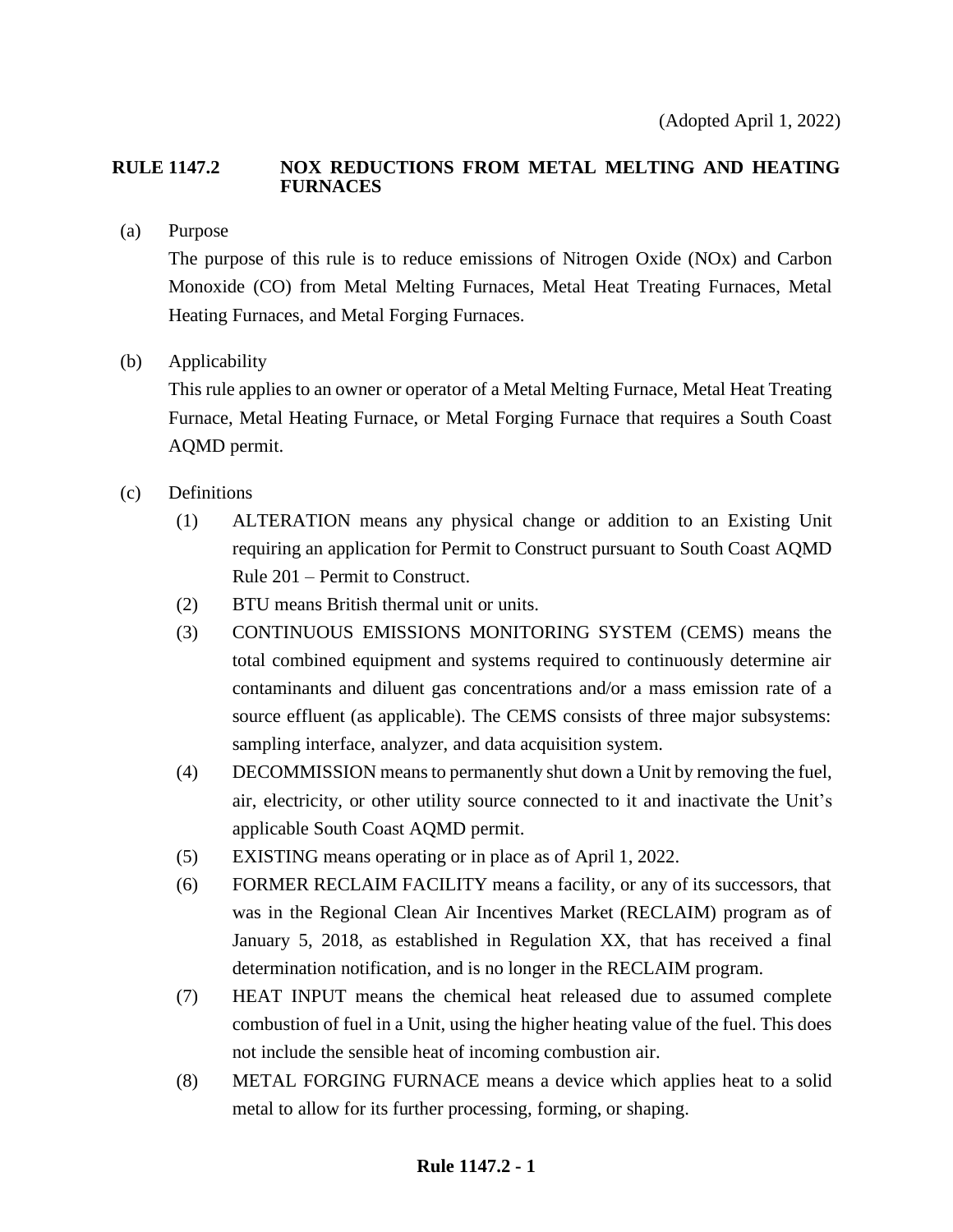(Adopted April 1, 2022)

# RULE 1147.2 NOX REDUCTIONS FROM METAL MELTING AND HEATING FURNACES

(a) Purpose

The purpose of this rule is to reduce emissions of Nitrogen Oxide (NOx) and Carbon Monoxide (CO) from Metal Melting Furnaces, Metal Heat Treating Furnaces, Metal Heating Furnaces, and Metal Forging Furnaces.

(b) Applicability

This rule applies to an owner or operator of a Metal Melting Furnace, Metal Heat Treating Furnace, Metal Heating Furnace, or Metal Forging Furnace that requires a South Coast AQMD permit.

(c) Definitions

(1) ALTERATION means any physical change or addition to an Existing Unit requiring an application for Permit to Construct pursuant to South Coast AQMD Rule 201 – Permit to Construct.

(2) BTU means British thermal unit or units.

(3) CONTINUOUS EMISSIONS MONITORING SYSTEM (CEMS) means the total combined equipment and systems required to continuously determine air contaminants and diluent gas concentrations and/or a mass emission rate of a source effluent (as applicable). The CEMS consists of three major subsystems: sampling interface, analyzer, and data acquisition system.

(4) DECOMMISSION means to permanently shut down a Unit by removing the fuel, air, electricity, or other utility source connected to it and inactivate the Unit's applicable South Coast AQMD permit.

(5) EXISTING means operating or in place as of April 1, 2022.

(6) FORMER RECLAIM FACILITY means a facility, or any of its successors, that was in the Regional Clean Air Incentives Market (RECLAIM) program as of January 5, 2018, as established in Regulation XX, that has received a final determination notification, and is no longer in the RECLAIM program.

(7) HEAT INPUT means the chemical heat released due to assumed complete combustion of fuel in a Unit, using the higher heating value of the fuel. This does not include the sensible heat of incoming combustion air.

(8) METAL FORGING FURNACE means a device which applies heat to a solid metal to allow for its further processing, forming, or shaping.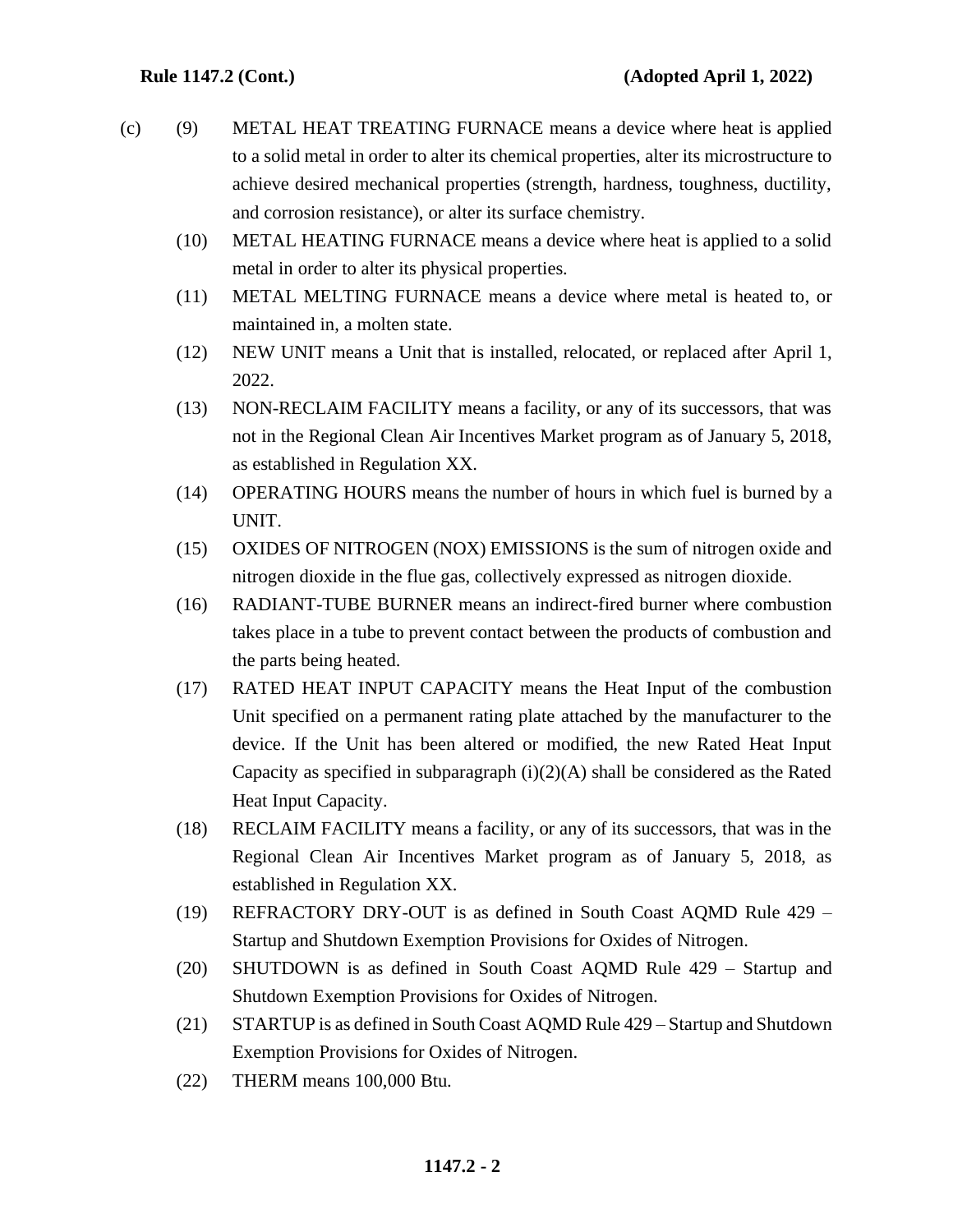(c) (9) METAL HEAT TREATING FURNACE means a device where heat is applied to a solid metal in order to alter its chemical properties, alter its microstructure to achieve desired mechanical properties (strength, hardness, toughness, ductility, and corrosion resistance), or alter its surface chemistry.

(10) METAL HEATING FURNACE means a device where heat is applied to a solid metal in order to alter its physical properties.

(11) METAL MELTING FURNACE means a device where metal is heated to, or maintained in, a molten state.

(12) NEW UNIT means a Unit that is installed, relocated, or replaced after April 1, 2022.

(13) NON-RECLAIM FACILITY means a facility, or any of its successors, that was not in the Regional Clean Air Incentives Market program as of January 5, 2018, as established in Regulation XX.

(14) OPERATING HOURS means the number of hours in which fuel is burned by a UNIT.

(15) OXIDES OF NITROGEN (NOX) EMISSIONS is the sum of nitrogen oxide and nitrogen dioxide in the flue gas, collectively expressed as nitrogen dioxide.

(16) RADIANT-TUBE BURNER means an indirect-fired burner where combustion takes place in a tube to prevent contact between the products of combustion and the parts being heated.

(17) RATED HEAT INPUT CAPACITY means the Heat Input of the combustion Unit specified on a permanent rating plate attached by the manufacturer to the device. If the Unit has been altered or modified, the new Rated Heat Input Capacity as specified in subparagraph (i)(2)(A) shall be considered as the Rated Heat Input Capacity.

(18) RECLAIM FACILITY means a facility, or any of its successors, that was in the Regional Clean Air Incentives Market program as of January 5, 2018, as established in Regulation XX.

(19) REFRACTORY DRY-OUT is as defined in South Coast AQMD Rule 429 – Startup and Shutdown Exemption Provisions for Oxides of Nitrogen.

(20) SHUTDOWN is as defined in South Coast AQMD Rule 429 – Startup and Shutdown Exemption Provisions for Oxides of Nitrogen.

(21) STARTUP is as defined in South Coast AQMD Rule 429 – Startup and Shutdown Exemption Provisions for Oxides of Nitrogen.

(22) THERM means 100,000 Btu.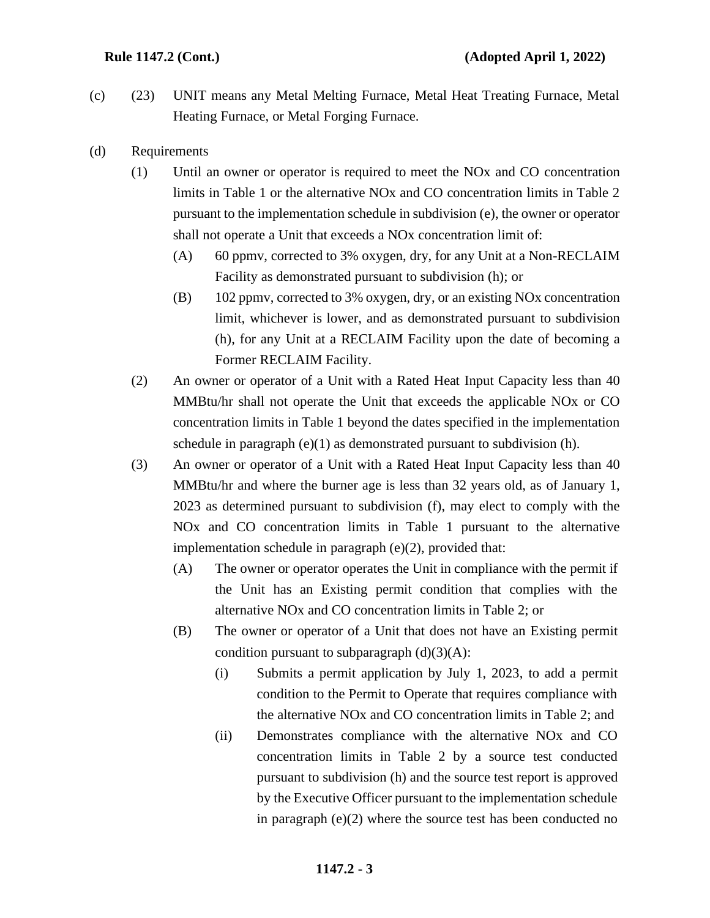(c) (23) UNIT means any Metal Melting Furnace, Metal Heat Treating Furnace, Metal Heating Furnace, or Metal Forging Furnace.

(d) Requirements

(1) Until an owner or operator is required to meet the NOx and CO concentration limits in Table 1 or the alternative NOx and CO concentration limits in Table 2 pursuant to the implementation schedule in subdivision (e), the owner or operator shall not operate a Unit that exceeds a NOx concentration limit of:

(A) 60 ppmv, corrected to 3% oxygen, dry, for any Unit at a Non-RECLAIM Facility as demonstrated pursuant to subdivision (h); or

(B) 102 ppmv, corrected to 3% oxygen, dry, or an existing NOx concentration limit, whichever is lower, and as demonstrated pursuant to subdivision (h), for any Unit at a RECLAIM Facility upon the date of becoming a Former RECLAIM Facility.

(2) An owner or operator of a Unit with a Rated Heat Input Capacity less than 40 MMBtu/hr shall not operate the Unit that exceeds the applicable NOx or CO concentration limits in Table 1 beyond the dates specified in the implementation schedule in paragraph (e)(1) as demonstrated pursuant to subdivision (h).

(3) An owner or operator of a Unit with a Rated Heat Input Capacity less than 40 MMBtu/hr and where the burner age is less than 32 years old, as of January 1, 2023 as determined pursuant to subdivision (f), may elect to comply with the NOx and CO concentration limits in Table 1 pursuant to the alternative implementation schedule in paragraph (e)(2), provided that:

(A) The owner or operator operates the Unit in compliance with the permit if the Unit has an Existing permit condition that complies with the alternative NOx and CO concentration limits in Table 2; or

(B) The owner or operator of a Unit that does not have an Existing permit condition pursuant to subparagraph (d)(3)(A):

(i) Submits a permit application by July 1, 2023, to add a permit condition to the Permit to Operate that requires compliance with the alternative NOx and CO concentration limits in Table 2; and

(ii) Demonstrates compliance with the alternative NOx and CO concentration limits in Table 2 by a source test conducted pursuant to subdivision (h) and the source test report is approved by the Executive Officer pursuant to the implementation schedule in paragraph (e)(2) where the source test has been conducted no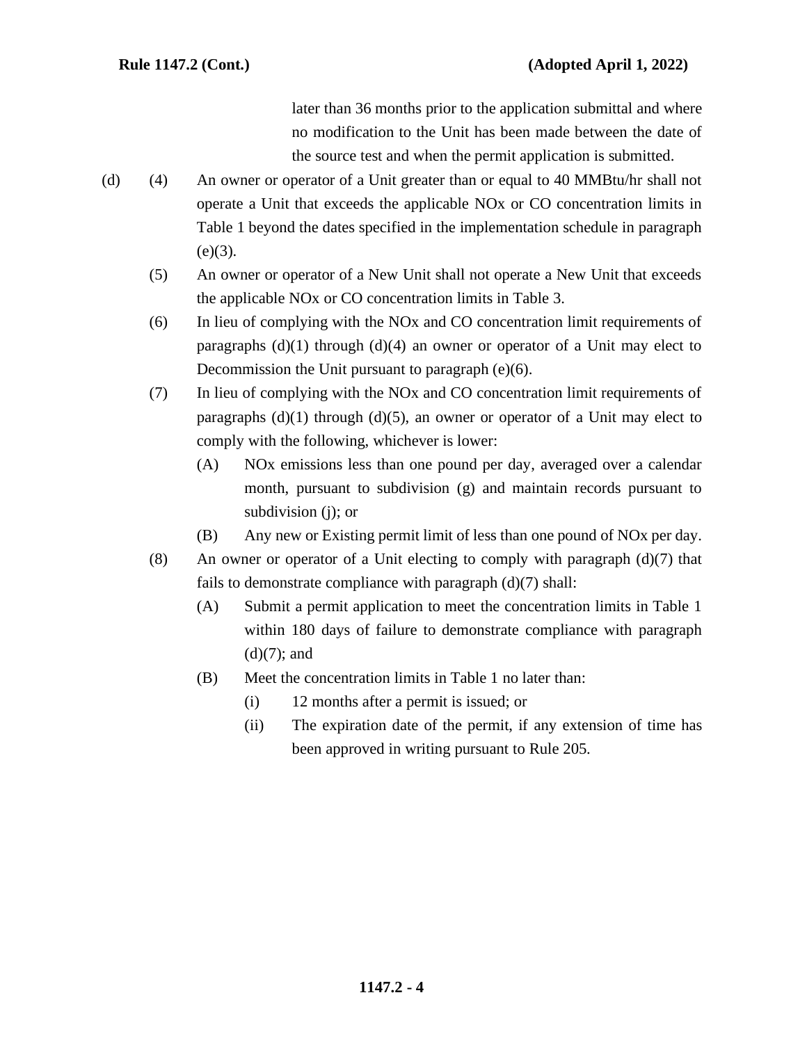later than 36 months prior to the application submittal and where no modification to the Unit has been made between the date of the source test and when the permit application is submitted.

(d) (4) An owner or operator of a Unit greater than or equal to 40 MMBtu/hr shall not operate a Unit that exceeds the applicable NOx or CO concentration limits in Table 1 beyond the dates specified in the implementation schedule in paragraph (e)(3).

(5) An owner or operator of a New Unit shall not operate a New Unit that exceeds the applicable NOx or CO concentration limits in Table 3.

(6) In lieu of complying with the NOx and CO concentration limit requirements of paragraphs (d)(1) through (d)(4) an owner or operator of a Unit may elect to Decommission the Unit pursuant to paragraph (e)(6).

(7) In lieu of complying with the NOx and CO concentration limit requirements of paragraphs (d)(1) through (d)(5), an owner or operator of a Unit may elect to comply with the following, whichever is lower:

- (A) NOx emissions less than one pound per day, averaged over a calendar month, pursuant to subdivision (g) and maintain records pursuant to subdivision (j); or
- (B) Any new or Existing permit limit of less than one pound of NOx per day.

(8) An owner or operator of a Unit electing to comply with paragraph (d)(7) that fails to demonstrate compliance with paragraph (d)(7) shall:

- (A) Submit a permit application to meet the concentration limits in Table 1 within 180 days of failure to demonstrate compliance with paragraph (d)(7); and
- (B) Meet the concentration limits in Table 1 no later than:
  - (i) 12 months after a permit is issued; or
  - (ii) The expiration date of the permit, if any extension of time has been approved in writing pursuant to Rule 205.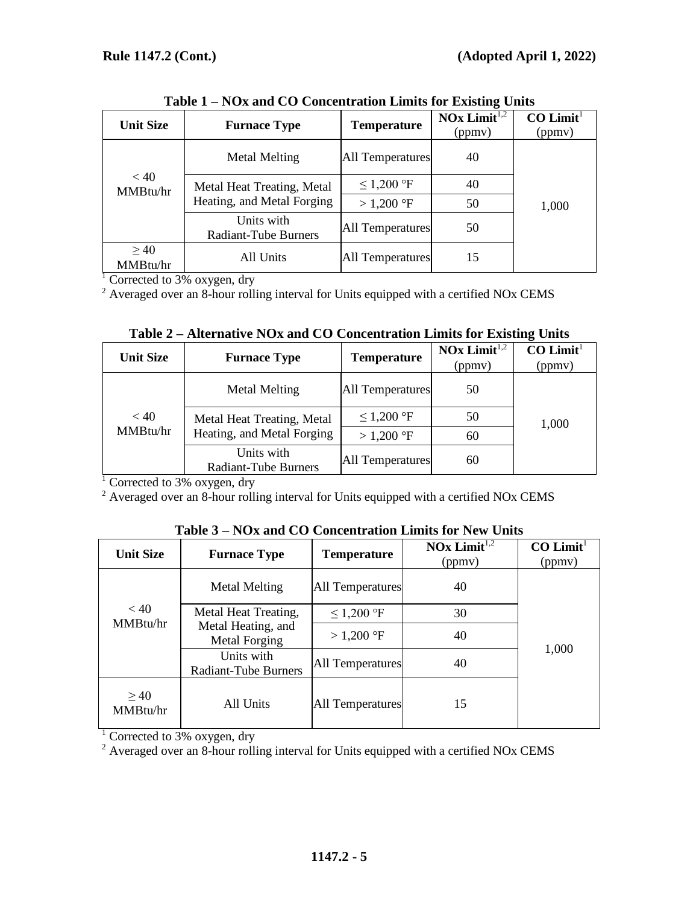**Table 1 – NOx and CO Concentration Limits for Existing Units**

| Unit Size | Furnace Type | Temperature | NOx Limit[1,2] (ppmv) | CO Limit[1] (ppmv) |
|---|---|---|---|---|
| < 40 MMBtu/hr | Metal Melting | All Temperatures | 40 | 1,000 |
| | Metal Heat Treating, Metal Heating, and Metal Forging | ≤ 1,200 °F | 40 | |
| | | > 1,200 °F | 50 | |
| | Units with Radiant-Tube Burners | All Temperatures | 50 | |
| ≥ 40 MMBtu/hr | All Units | All Temperatures | 15 | |

[1] Corrected to 3% oxygen, dry

[2] Averaged over an 8-hour rolling interval for Units equipped with a certified NOx CEMS

**Table 2 – Alternative NOx and CO Concentration Limits for Existing Units**

| Unit Size | Furnace Type | Temperature | NOx Limit[1,2] (ppmv) | CO Limit[1] (ppmv) |
|---|---|---|---|---|
| < 40 MMBtu/hr | Metal Melting | All Temperatures | 50 | 1,000 |
| | Metal Heat Treating, Metal Heating, and Metal Forging | ≤ 1,200 °F | 50 | |
| | | > 1,200 °F | 60 | |
| | Units with Radiant-Tube Burners | All Temperatures | 60 | |

[1] Corrected to 3% oxygen, dry

[2] Averaged over an 8-hour rolling interval for Units equipped with a certified NOx CEMS

**Table 3 – NOx and CO Concentration Limits for New Units**

| Unit Size | Furnace Type | Temperature | NOx Limit[1,2] (ppmv) | CO Limit[1] (ppmv) |
|---|---|---|---|---|
| < 40 MMBtu/hr | Metal Melting | All Temperatures | 40 | 1,000 |
| | Metal Heat Treating, Metal Heating, and Metal Forging | ≤ 1,200 °F | 30 | |
| | | > 1,200 °F | 40 | |
| | Units with Radiant-Tube Burners | All Temperatures | 40 | |
| ≥ 40 MMBtu/hr | All Units | All Temperatures | 15 | |

[1] Corrected to 3% oxygen, dry

[2] Averaged over an 8-hour rolling interval for Units equipped with a certified NOx CEMS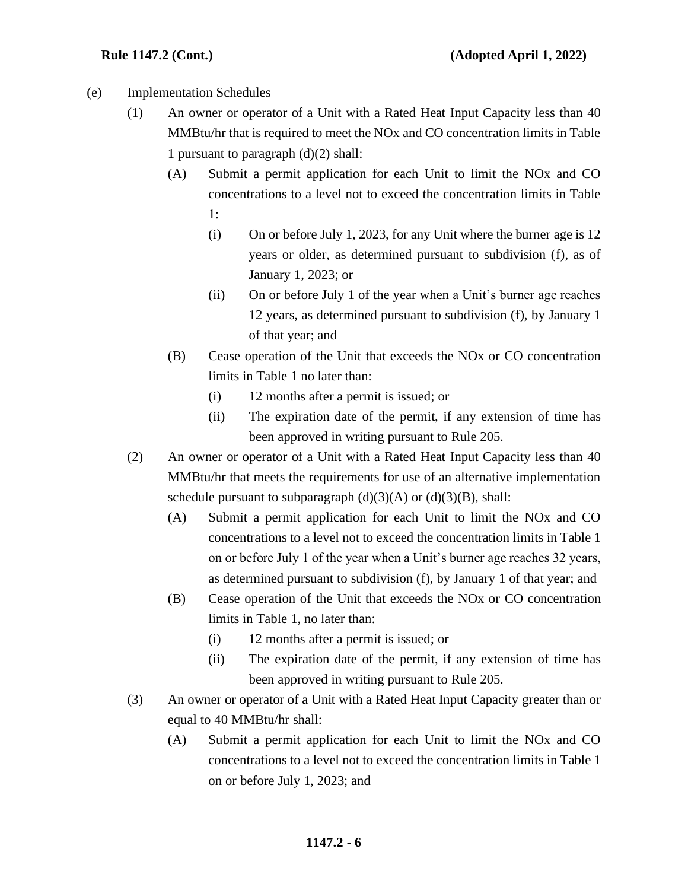(e) Implementation Schedules

(1) An owner or operator of a Unit with a Rated Heat Input Capacity less than 40 MMBtu/hr that is required to meet the NOx and CO concentration limits in Table 1 pursuant to paragraph (d)(2) shall:

(A) Submit a permit application for each Unit to limit the NOx and CO concentrations to a level not to exceed the concentration limits in Table 1:

(i) On or before July 1, 2023, for any Unit where the burner age is 12 years or older, as determined pursuant to subdivision (f), as of January 1, 2023; or

(ii) On or before July 1 of the year when a Unit's burner age reaches 12 years, as determined pursuant to subdivision (f), by January 1 of that year; and

(B) Cease operation of the Unit that exceeds the NOx or CO concentration limits in Table 1 no later than:

(i) 12 months after a permit is issued; or

(ii) The expiration date of the permit, if any extension of time has been approved in writing pursuant to Rule 205.

(2) An owner or operator of a Unit with a Rated Heat Input Capacity less than 40 MMBtu/hr that meets the requirements for use of an alternative implementation schedule pursuant to subparagraph (d)(3)(A) or (d)(3)(B), shall:

(A) Submit a permit application for each Unit to limit the NOx and CO concentrations to a level not to exceed the concentration limits in Table 1 on or before July 1 of the year when a Unit's burner age reaches 32 years, as determined pursuant to subdivision (f), by January 1 of that year; and

(B) Cease operation of the Unit that exceeds the NOx or CO concentration limits in Table 1, no later than:

(i) 12 months after a permit is issued; or

(ii) The expiration date of the permit, if any extension of time has been approved in writing pursuant to Rule 205.

(3) An owner or operator of a Unit with a Rated Heat Input Capacity greater than or equal to 40 MMBtu/hr shall:

(A) Submit a permit application for each Unit to limit the NOx and CO concentrations to a level not to exceed the concentration limits in Table 1 on or before July 1, 2023; and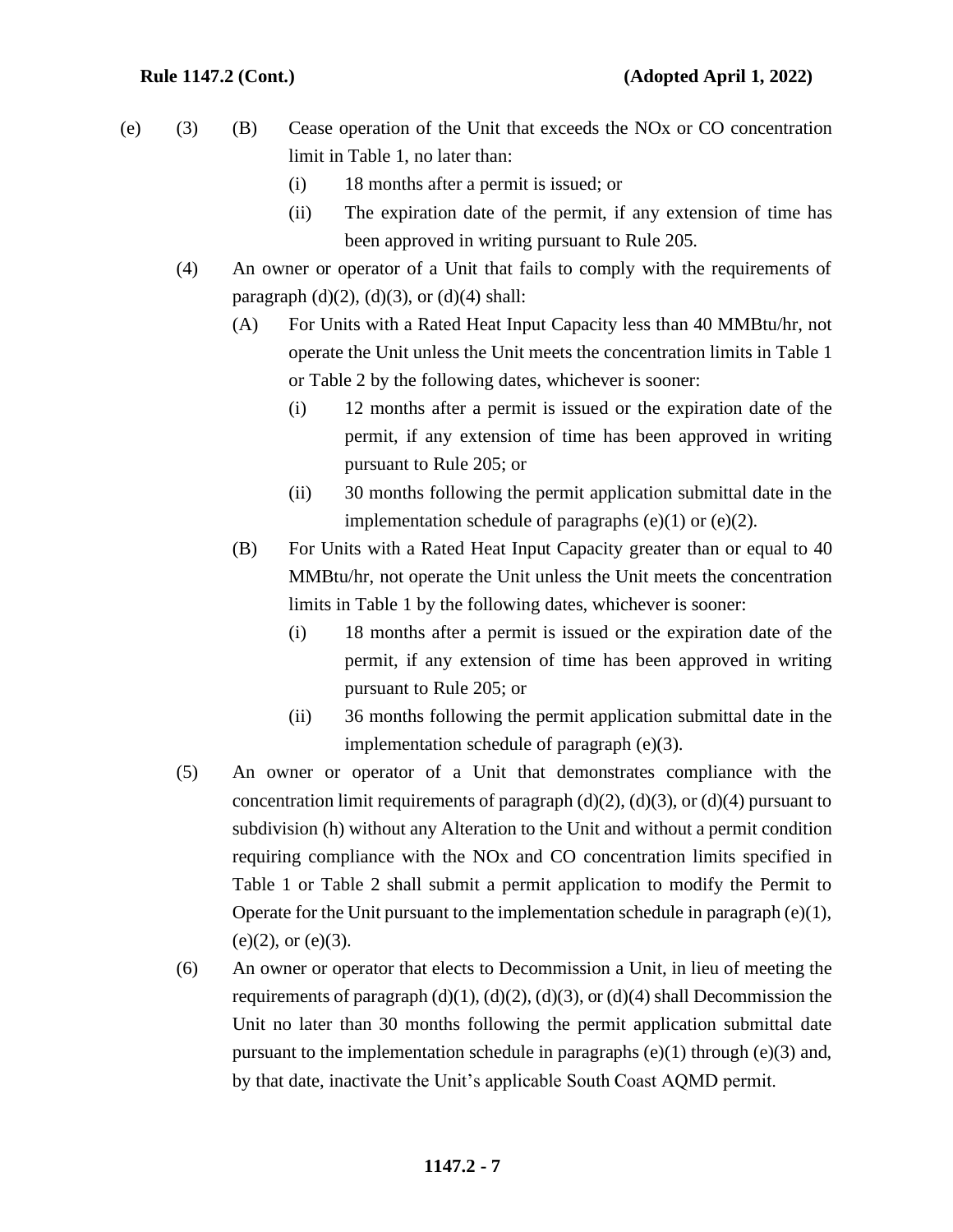(e) (3) (B) Cease operation of the Unit that exceeds the NOx or CO concentration limit in Table 1, no later than:

(i) 18 months after a permit is issued; or

(ii) The expiration date of the permit, if any extension of time has been approved in writing pursuant to Rule 205.

(4) An owner or operator of a Unit that fails to comply with the requirements of paragraph (d)(2), (d)(3), or (d)(4) shall:

(A) For Units with a Rated Heat Input Capacity less than 40 MMBtu/hr, not operate the Unit unless the Unit meets the concentration limits in Table 1 or Table 2 by the following dates, whichever is sooner:

(i) 12 months after a permit is issued or the expiration date of the permit, if any extension of time has been approved in writing pursuant to Rule 205; or

(ii) 30 months following the permit application submittal date in the implementation schedule of paragraphs (e)(1) or (e)(2).

(B) For Units with a Rated Heat Input Capacity greater than or equal to 40 MMBtu/hr, not operate the Unit unless the Unit meets the concentration limits in Table 1 by the following dates, whichever is sooner:

(i) 18 months after a permit is issued or the expiration date of the permit, if any extension of time has been approved in writing pursuant to Rule 205; or

(ii) 36 months following the permit application submittal date in the implementation schedule of paragraph (e)(3).

(5) An owner or operator of a Unit that demonstrates compliance with the concentration limit requirements of paragraph (d)(2), (d)(3), or (d)(4) pursuant to subdivision (h) without any Alteration to the Unit and without a permit condition requiring compliance with the NOx and CO concentration limits specified in Table 1 or Table 2 shall submit a permit application to modify the Permit to Operate for the Unit pursuant to the implementation schedule in paragraph (e)(1), (e)(2), or (e)(3).

(6) An owner or operator that elects to Decommission a Unit, in lieu of meeting the requirements of paragraph (d)(1), (d)(2), (d)(3), or (d)(4) shall Decommission the Unit no later than 30 months following the permit application submittal date pursuant to the implementation schedule in paragraphs (e)(1) through (e)(3) and, by that date, inactivate the Unit's applicable South Coast AQMD permit.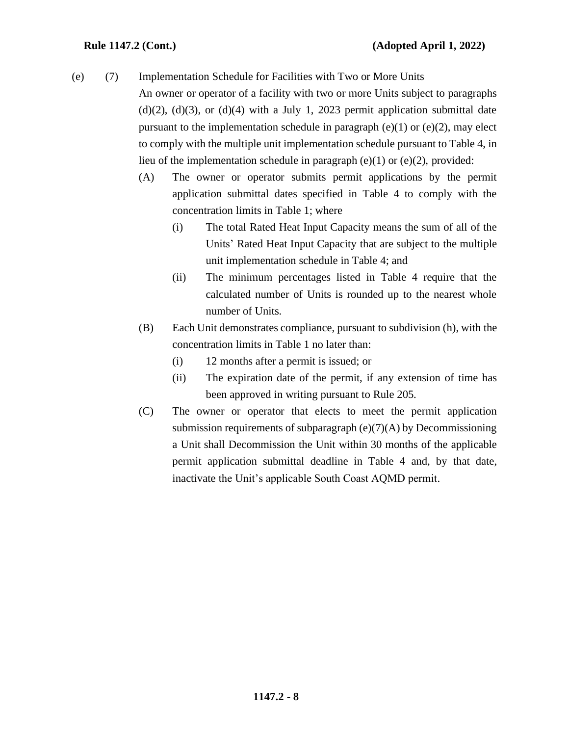(e) (7) Implementation Schedule for Facilities with Two or More Units

An owner or operator of a facility with two or more Units subject to paragraphs (d)(2), (d)(3), or (d)(4) with a July 1, 2023 permit application submittal date pursuant to the implementation schedule in paragraph (e)(1) or (e)(2), may elect to comply with the multiple unit implementation schedule pursuant to Table 4, in lieu of the implementation schedule in paragraph (e)(1) or (e)(2), provided:

- (A) The owner or operator submits permit applications by the permit application submittal dates specified in Table 4 to comply with the concentration limits in Table 1; where
  - (i) The total Rated Heat Input Capacity means the sum of all of the Units' Rated Heat Input Capacity that are subject to the multiple unit implementation schedule in Table 4; and
  - (ii) The minimum percentages listed in Table 4 require that the calculated number of Units is rounded up to the nearest whole number of Units.
- (B) Each Unit demonstrates compliance, pursuant to subdivision (h), with the concentration limits in Table 1 no later than:
  - (i) 12 months after a permit is issued; or
  - (ii) The expiration date of the permit, if any extension of time has been approved in writing pursuant to Rule 205.
- (C) The owner or operator that elects to meet the permit application submission requirements of subparagraph (e)(7)(A) by Decommissioning a Unit shall Decommission the Unit within 30 months of the applicable permit application submittal deadline in Table 4 and, by that date, inactivate the Unit's applicable South Coast AQMD permit.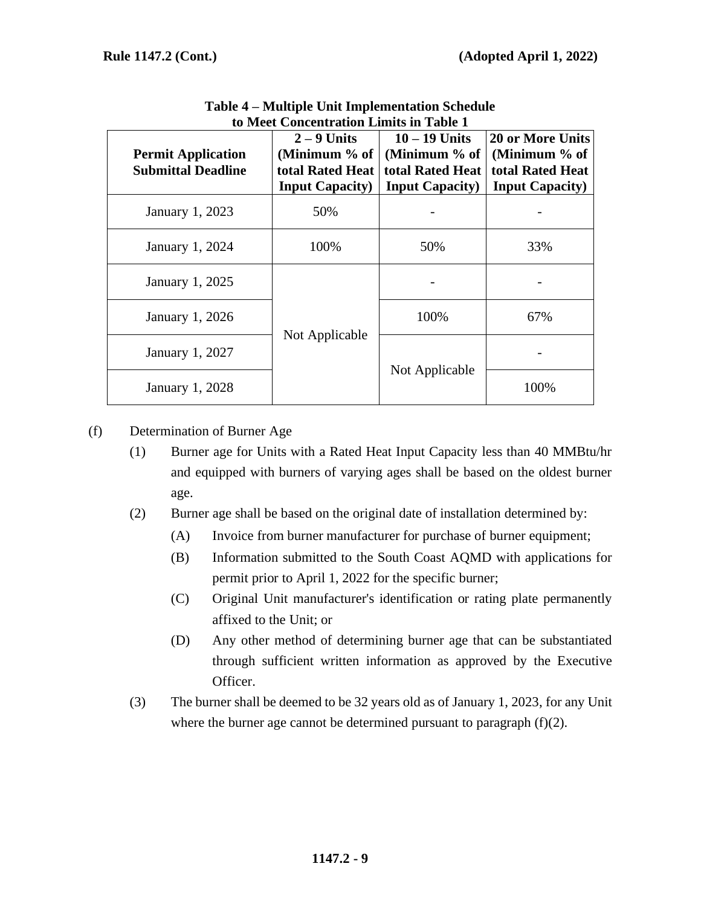**Table 4 – Multiple Unit Implementation Schedule to Meet Concentration Limits in Table 1**

| Permit Application Submittal Deadline | 2 – 9 Units (Minimum % of total Rated Heat Input Capacity) | 10 – 19 Units (Minimum % of total Rated Heat Input Capacity) | 20 or More Units (Minimum % of total Rated Heat Input Capacity) |
|---|---|---|---|
| January 1, 2023 | 50% | - | - |
| January 1, 2024 | 100% | 50% | 33% |
| January 1, 2025 | Not Applicable | - | - |
| January 1, 2026 | Not Applicable | 100% | 67% |
| January 1, 2027 | Not Applicable | Not Applicable | - |
| January 1, 2028 | Not Applicable | Not Applicable | 100% |

(f) Determination of Burner Age

(1) Burner age for Units with a Rated Heat Input Capacity less than 40 MMBtu/hr and equipped with burners of varying ages shall be based on the oldest burner age.

(2) Burner age shall be based on the original date of installation determined by:

(A) Invoice from burner manufacturer for purchase of burner equipment;

(B) Information submitted to the South Coast AQMD with applications for permit prior to April 1, 2022 for the specific burner;

(C) Original Unit manufacturer's identification or rating plate permanently affixed to the Unit; or

(D) Any other method of determining burner age that can be substantiated through sufficient written information as approved by the Executive Officer.

(3) The burner shall be deemed to be 32 years old as of January 1, 2023, for any Unit where the burner age cannot be determined pursuant to paragraph (f)(2).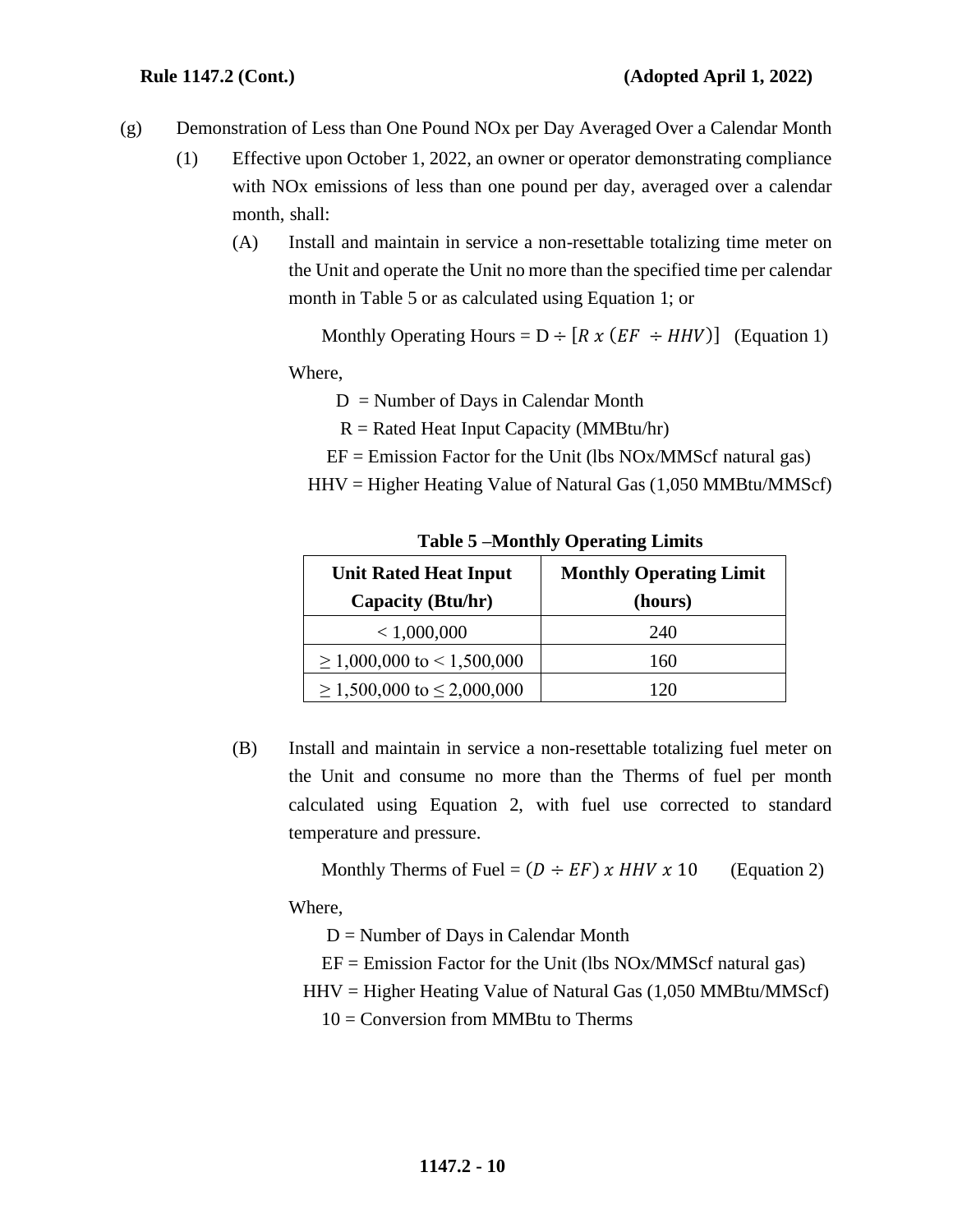(g) Demonstration of Less than One Pound NOx per Day Averaged Over a Calendar Month

(1) Effective upon October 1, 2022, an owner or operator demonstrating compliance with NOx emissions of less than one pound per day, averaged over a calendar month, shall:

(A) Install and maintain in service a non-resettable totalizing time meter on the Unit and operate the Unit no more than the specified time per calendar month in Table 5 or as calculated using Equation 1; or

$$\text{Monthly Operating Hours} = D \div [R \ x \ (EF \ \div HHV)] \quad \text{(Equation 1)}$$

Where,

D = Number of Days in Calendar Month

R = Rated Heat Input Capacity (MMBtu/hr)

EF = Emission Factor for the Unit (lbs NOx/MMScf natural gas)

HHV = Higher Heating Value of Natural Gas (1,050 MMBtu/MMScf)

**Table 5 –Monthly Operating Limits**

| Unit Rated Heat Input Capacity (Btu/hr) | Monthly Operating Limit (hours) |
|---|---|
| < 1,000,000 | 240 |
| ≥ 1,000,000 to < 1,500,000 | 160 |
| ≥ 1,500,000 to ≤ 2,000,000 | 120 |

(B) Install and maintain in service a non-resettable totalizing fuel meter on the Unit and consume no more than the Therms of fuel per month calculated using Equation 2, with fuel use corrected to standard temperature and pressure.

$$\text{Monthly Therms of Fuel} = (D \div EF) \ x \ HHV \ x \ 10 \quad \text{(Equation 2)}$$

Where,

D = Number of Days in Calendar Month

EF = Emission Factor for the Unit (lbs NOx/MMScf natural gas)

HHV = Higher Heating Value of Natural Gas (1,050 MMBtu/MMScf)

10 = Conversion from MMBtu to Therms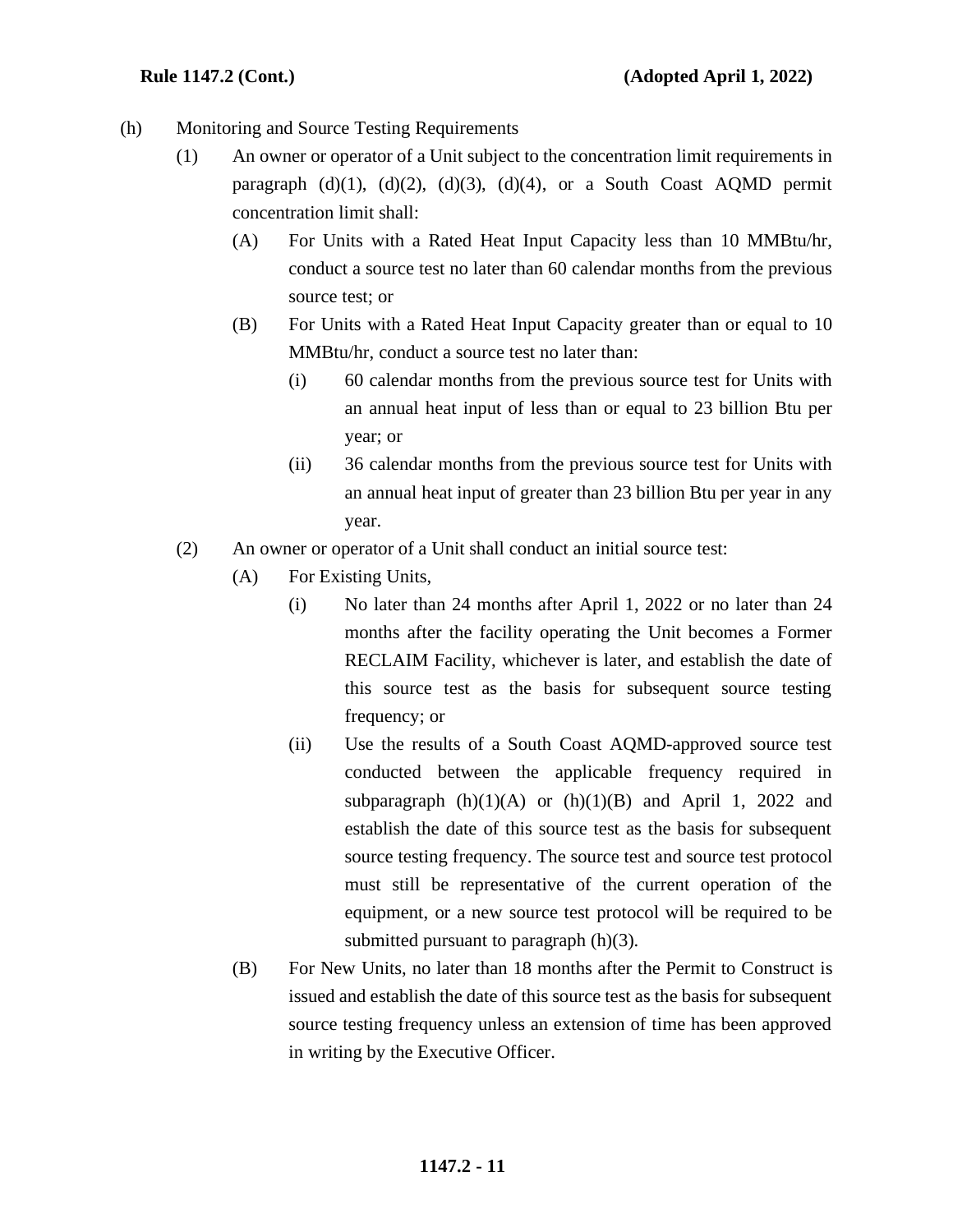(h) Monitoring and Source Testing Requirements

(1) An owner or operator of a Unit subject to the concentration limit requirements in paragraph (d)(1), (d)(2), (d)(3), (d)(4), or a South Coast AQMD permit concentration limit shall:

(A) For Units with a Rated Heat Input Capacity less than 10 MMBtu/hr, conduct a source test no later than 60 calendar months from the previous source test; or

(B) For Units with a Rated Heat Input Capacity greater than or equal to 10 MMBtu/hr, conduct a source test no later than:

(i) 60 calendar months from the previous source test for Units with an annual heat input of less than or equal to 23 billion Btu per year; or

(ii) 36 calendar months from the previous source test for Units with an annual heat input of greater than 23 billion Btu per year in any year.

(2) An owner or operator of a Unit shall conduct an initial source test:

(A) For Existing Units,

(i) No later than 24 months after April 1, 2022 or no later than 24 months after the facility operating the Unit becomes a Former RECLAIM Facility, whichever is later, and establish the date of this source test as the basis for subsequent source testing frequency; or

(ii) Use the results of a South Coast AQMD-approved source test conducted between the applicable frequency required in subparagraph (h)(1)(A) or (h)(1)(B) and April 1, 2022 and establish the date of this source test as the basis for subsequent source testing frequency. The source test and source test protocol must still be representative of the current operation of the equipment, or a new source test protocol will be required to be submitted pursuant to paragraph (h)(3).

(B) For New Units, no later than 18 months after the Permit to Construct is issued and establish the date of this source test as the basis for subsequent source testing frequency unless an extension of time has been approved in writing by the Executive Officer.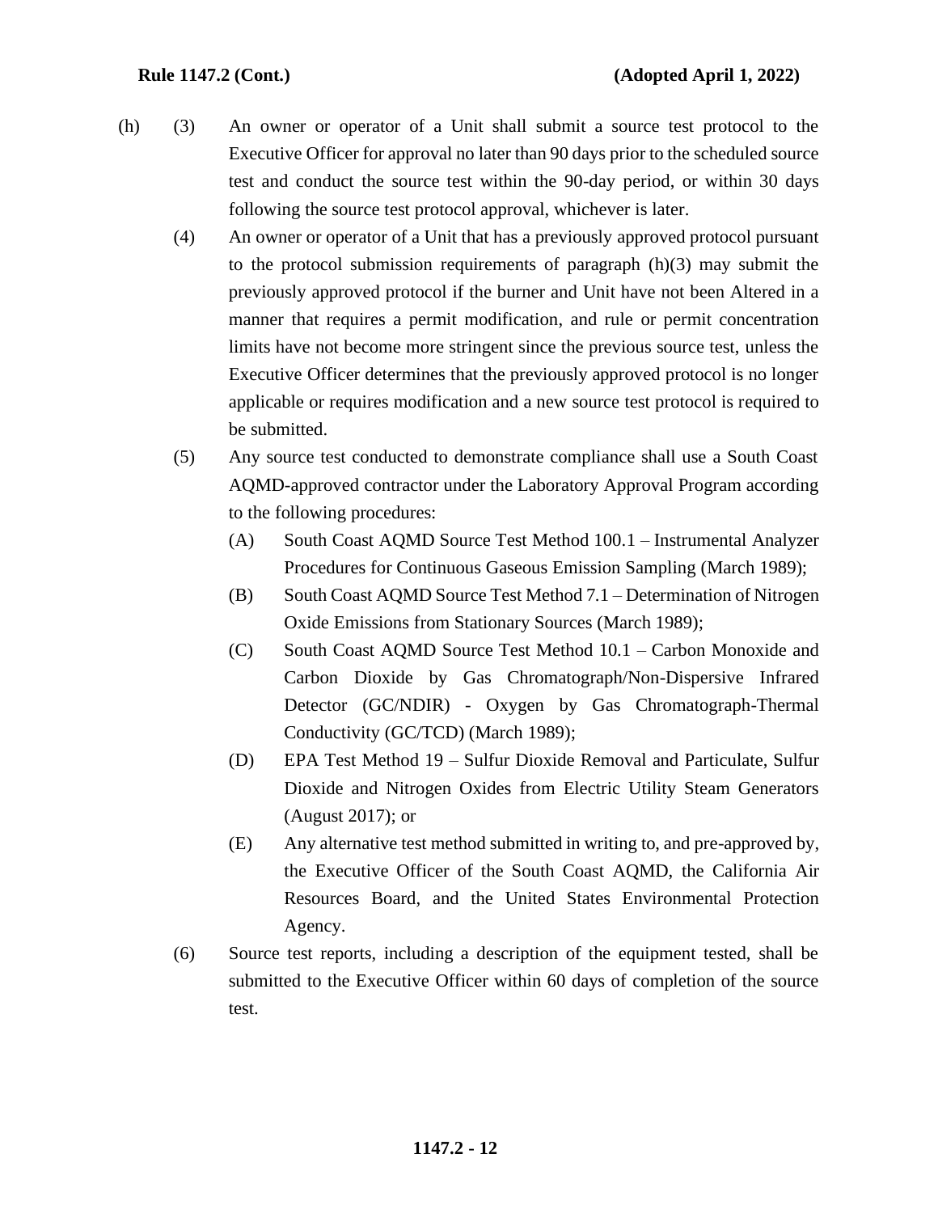(h) (3) An owner or operator of a Unit shall submit a source test protocol to the Executive Officer for approval no later than 90 days prior to the scheduled source test and conduct the source test within the 90-day period, or within 30 days following the source test protocol approval, whichever is later.

(4) An owner or operator of a Unit that has a previously approved protocol pursuant to the protocol submission requirements of paragraph (h)(3) may submit the previously approved protocol if the burner and Unit have not been Altered in a manner that requires a permit modification, and rule or permit concentration limits have not become more stringent since the previous source test, unless the Executive Officer determines that the previously approved protocol is no longer applicable or requires modification and a new source test protocol is required to be submitted.

(5) Any source test conducted to demonstrate compliance shall use a South Coast AQMD-approved contractor under the Laboratory Approval Program according to the following procedures:

(A) South Coast AQMD Source Test Method 100.1 – Instrumental Analyzer Procedures for Continuous Gaseous Emission Sampling (March 1989);

(B) South Coast AQMD Source Test Method 7.1 – Determination of Nitrogen Oxide Emissions from Stationary Sources (March 1989);

(C) South Coast AQMD Source Test Method 10.1 – Carbon Monoxide and Carbon Dioxide by Gas Chromatograph/Non-Dispersive Infrared Detector (GC/NDIR) - Oxygen by Gas Chromatograph-Thermal Conductivity (GC/TCD) (March 1989);

(D) EPA Test Method 19 – Sulfur Dioxide Removal and Particulate, Sulfur Dioxide and Nitrogen Oxides from Electric Utility Steam Generators (August 2017); or

(E) Any alternative test method submitted in writing to, and pre-approved by, the Executive Officer of the South Coast AQMD, the California Air Resources Board, and the United States Environmental Protection Agency.

(6) Source test reports, including a description of the equipment tested, shall be submitted to the Executive Officer within 60 days of completion of the source test.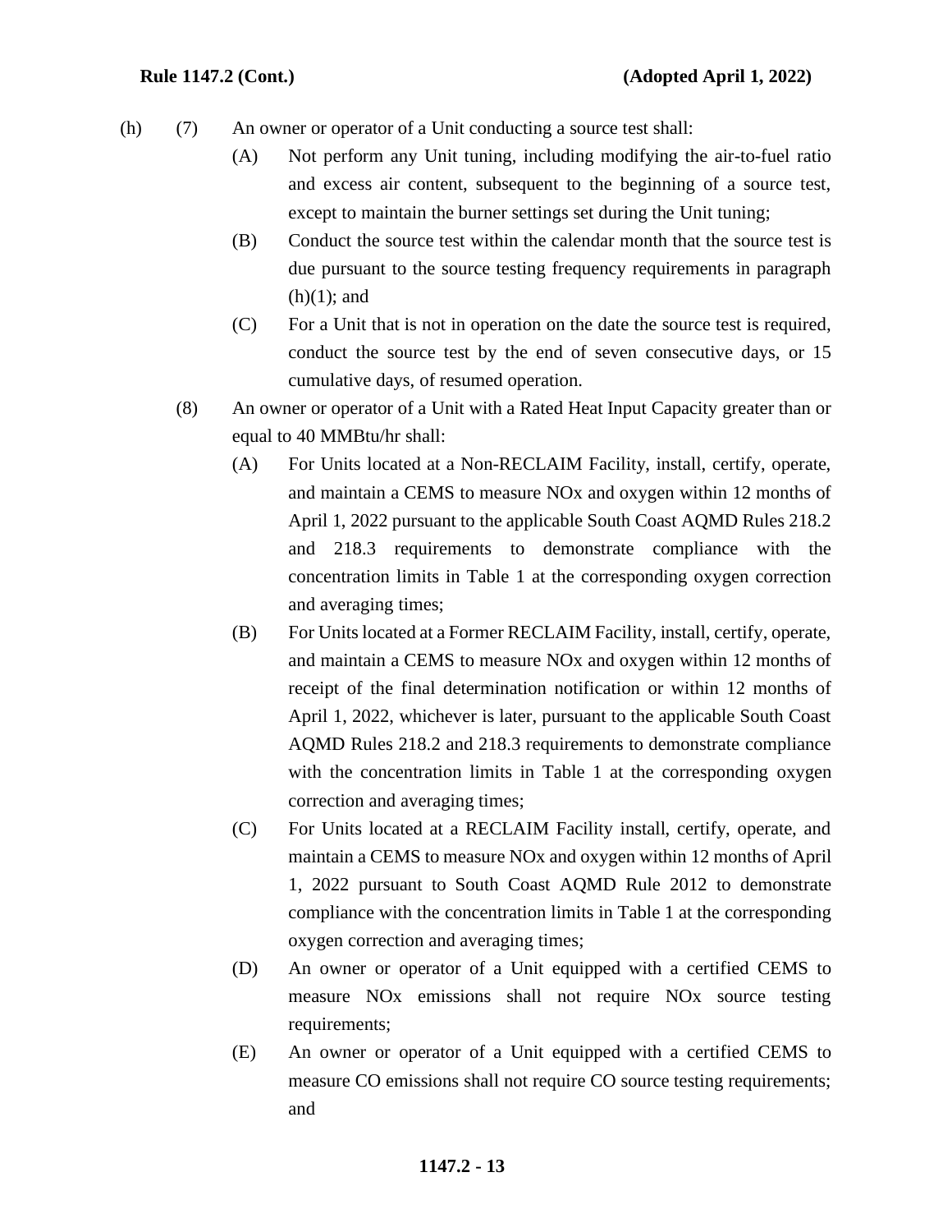(h) (7) An owner or operator of a Unit conducting a source test shall:

(A) Not perform any Unit tuning, including modifying the air-to-fuel ratio and excess air content, subsequent to the beginning of a source test, except to maintain the burner settings set during the Unit tuning;

(B) Conduct the source test within the calendar month that the source test is due pursuant to the source testing frequency requirements in paragraph (h)(1); and

(C) For a Unit that is not in operation on the date the source test is required, conduct the source test by the end of seven consecutive days, or 15 cumulative days, of resumed operation.

(8) An owner or operator of a Unit with a Rated Heat Input Capacity greater than or equal to 40 MMBtu/hr shall:

(A) For Units located at a Non-RECLAIM Facility, install, certify, operate, and maintain a CEMS to measure NOx and oxygen within 12 months of April 1, 2022 pursuant to the applicable South Coast AQMD Rules 218.2 and 218.3 requirements to demonstrate compliance with the concentration limits in Table 1 at the corresponding oxygen correction and averaging times;

(B) For Units located at a Former RECLAIM Facility, install, certify, operate, and maintain a CEMS to measure NOx and oxygen within 12 months of receipt of the final determination notification or within 12 months of April 1, 2022, whichever is later, pursuant to the applicable South Coast AQMD Rules 218.2 and 218.3 requirements to demonstrate compliance with the concentration limits in Table 1 at the corresponding oxygen correction and averaging times;

(C) For Units located at a RECLAIM Facility install, certify, operate, and maintain a CEMS to measure NOx and oxygen within 12 months of April 1, 2022 pursuant to South Coast AQMD Rule 2012 to demonstrate compliance with the concentration limits in Table 1 at the corresponding oxygen correction and averaging times;

(D) An owner or operator of a Unit equipped with a certified CEMS to measure NOx emissions shall not require NOx source testing requirements;

(E) An owner or operator of a Unit equipped with a certified CEMS to measure CO emissions shall not require CO source testing requirements; and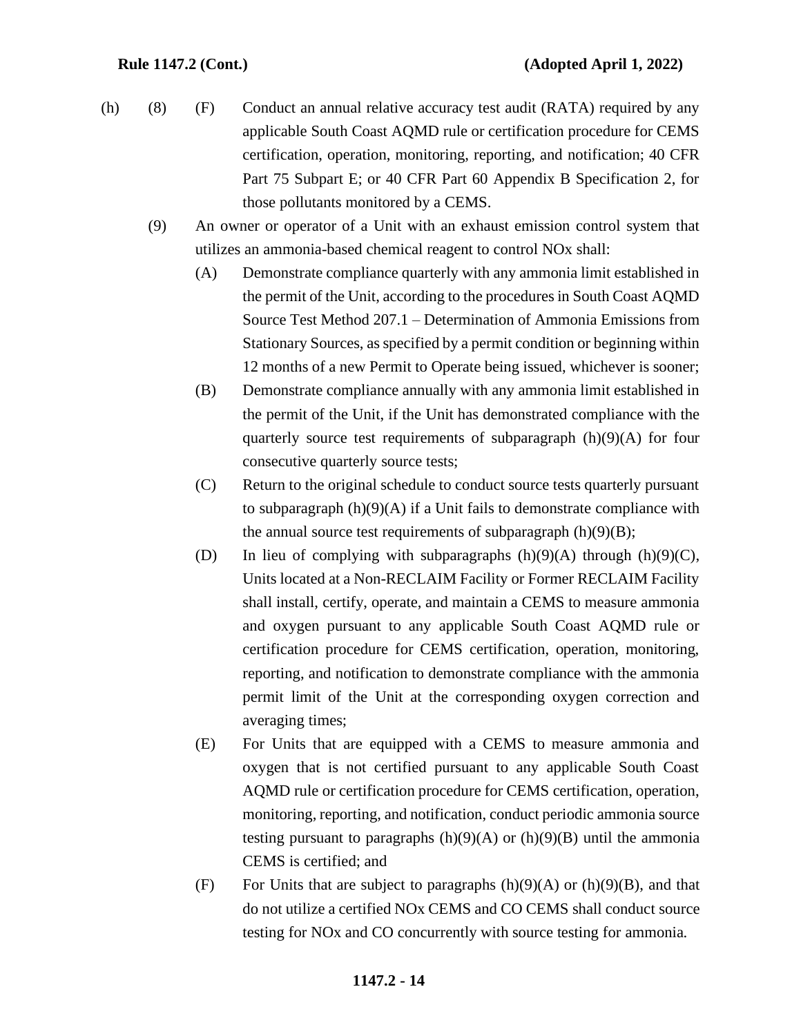(h) (8) (F) Conduct an annual relative accuracy test audit (RATA) required by any applicable South Coast AQMD rule or certification procedure for CEMS certification, operation, monitoring, reporting, and notification; 40 CFR Part 75 Subpart E; or 40 CFR Part 60 Appendix B Specification 2, for those pollutants monitored by a CEMS.

(9) An owner or operator of a Unit with an exhaust emission control system that utilizes an ammonia-based chemical reagent to control NOx shall:

(A) Demonstrate compliance quarterly with any ammonia limit established in the permit of the Unit, according to the procedures in South Coast AQMD Source Test Method 207.1 – Determination of Ammonia Emissions from Stationary Sources, as specified by a permit condition or beginning within 12 months of a new Permit to Operate being issued, whichever is sooner;

(B) Demonstrate compliance annually with any ammonia limit established in the permit of the Unit, if the Unit has demonstrated compliance with the quarterly source test requirements of subparagraph (h)(9)(A) for four consecutive quarterly source tests;

(C) Return to the original schedule to conduct source tests quarterly pursuant to subparagraph (h)(9)(A) if a Unit fails to demonstrate compliance with the annual source test requirements of subparagraph (h)(9)(B);

(D) In lieu of complying with subparagraphs (h)(9)(A) through (h)(9)(C), Units located at a Non-RECLAIM Facility or Former RECLAIM Facility shall install, certify, operate, and maintain a CEMS to measure ammonia and oxygen pursuant to any applicable South Coast AQMD rule or certification procedure for CEMS certification, operation, monitoring, reporting, and notification to demonstrate compliance with the ammonia permit limit of the Unit at the corresponding oxygen correction and averaging times;

(E) For Units that are equipped with a CEMS to measure ammonia and oxygen that is not certified pursuant to any applicable South Coast AQMD rule or certification procedure for CEMS certification, operation, monitoring, reporting, and notification, conduct periodic ammonia source testing pursuant to paragraphs (h)(9)(A) or (h)(9)(B) until the ammonia CEMS is certified; and

(F) For Units that are subject to paragraphs (h)(9)(A) or (h)(9)(B), and that do not utilize a certified NOx CEMS and CO CEMS shall conduct source testing for NOx and CO concurrently with source testing for ammonia.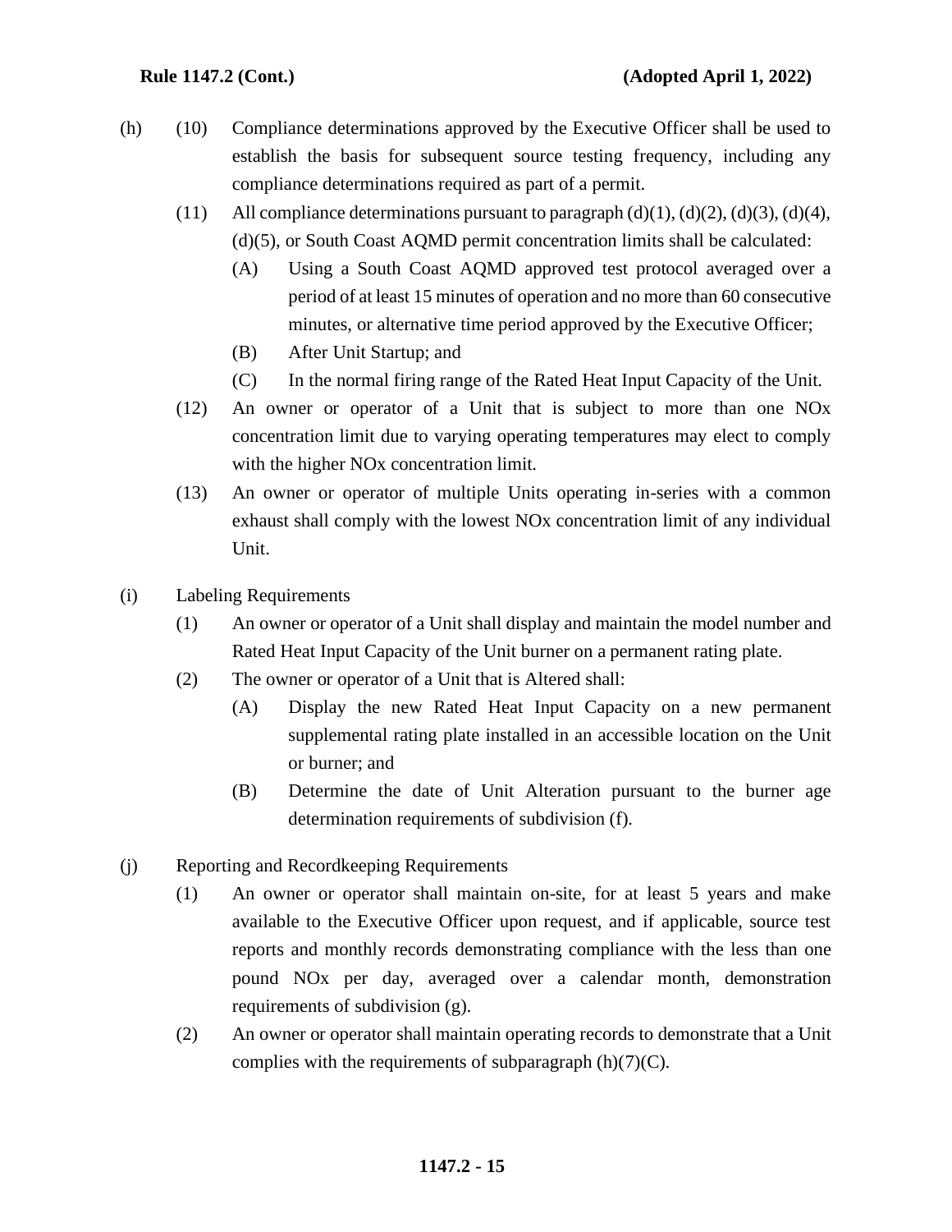(h) (10) Compliance determinations approved by the Executive Officer shall be used to establish the basis for subsequent source testing frequency, including any compliance determinations required as part of a permit.

(11) All compliance determinations pursuant to paragraph (d)(1), (d)(2), (d)(3), (d)(4), (d)(5), or South Coast AQMD permit concentration limits shall be calculated:

(A) Using a South Coast AQMD approved test protocol averaged over a period of at least 15 minutes of operation and no more than 60 consecutive minutes, or alternative time period approved by the Executive Officer;

(B) After Unit Startup; and

(C) In the normal firing range of the Rated Heat Input Capacity of the Unit.

(12) An owner or operator of a Unit that is subject to more than one NOx concentration limit due to varying operating temperatures may elect to comply with the higher NOx concentration limit.

(13) An owner or operator of multiple Units operating in-series with a common exhaust shall comply with the lowest NOx concentration limit of any individual Unit.

(i) Labeling Requirements

(1) An owner or operator of a Unit shall display and maintain the model number and Rated Heat Input Capacity of the Unit burner on a permanent rating plate.

(2) The owner or operator of a Unit that is Altered shall:

(A) Display the new Rated Heat Input Capacity on a new permanent supplemental rating plate installed in an accessible location on the Unit or burner; and

(B) Determine the date of Unit Alteration pursuant to the burner age determination requirements of subdivision (f).

(j) Reporting and Recordkeeping Requirements

(1) An owner or operator shall maintain on-site, for at least 5 years and make available to the Executive Officer upon request, and if applicable, source test reports and monthly records demonstrating compliance with the less than one pound NOx per day, averaged over a calendar month, demonstration requirements of subdivision (g).

(2) An owner or operator shall maintain operating records to demonstrate that a Unit complies with the requirements of subparagraph (h)(7)(C).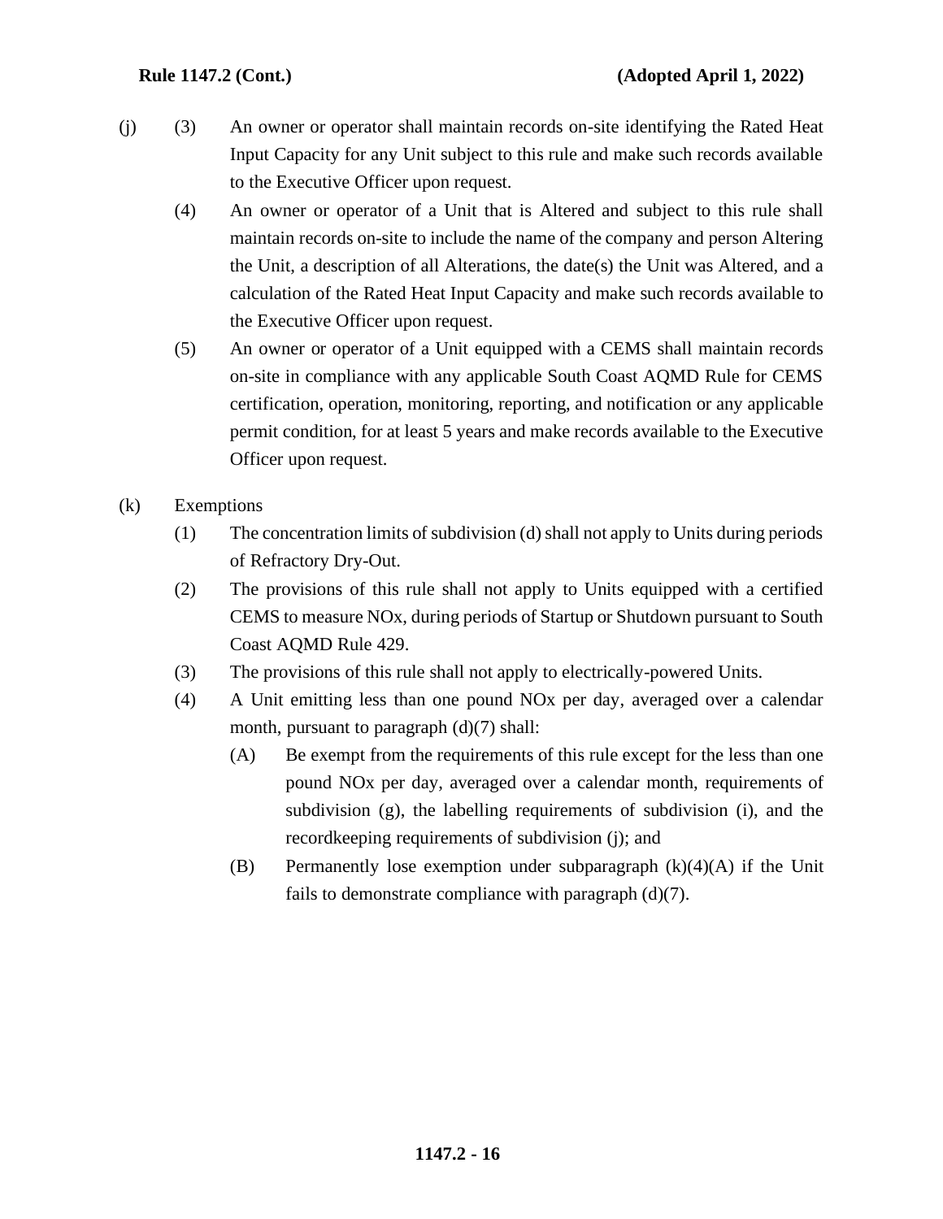(j) (3) An owner or operator shall maintain records on-site identifying the Rated Heat Input Capacity for any Unit subject to this rule and make such records available to the Executive Officer upon request.

(4) An owner or operator of a Unit that is Altered and subject to this rule shall maintain records on-site to include the name of the company and person Altering the Unit, a description of all Alterations, the date(s) the Unit was Altered, and a calculation of the Rated Heat Input Capacity and make such records available to the Executive Officer upon request.

(5) An owner or operator of a Unit equipped with a CEMS shall maintain records on-site in compliance with any applicable South Coast AQMD Rule for CEMS certification, operation, monitoring, reporting, and notification or any applicable permit condition, for at least 5 years and make records available to the Executive Officer upon request.

(k) Exemptions

(1) The concentration limits of subdivision (d) shall not apply to Units during periods of Refractory Dry-Out.

(2) The provisions of this rule shall not apply to Units equipped with a certified CEMS to measure NOx, during periods of Startup or Shutdown pursuant to South Coast AQMD Rule 429.

(3) The provisions of this rule shall not apply to electrically-powered Units.

(4) A Unit emitting less than one pound NOx per day, averaged over a calendar month, pursuant to paragraph (d)(7) shall:

(A) Be exempt from the requirements of this rule except for the less than one pound NOx per day, averaged over a calendar month, requirements of subdivision (g), the labelling requirements of subdivision (i), and the recordkeeping requirements of subdivision (j); and

(B) Permanently lose exemption under subparagraph (k)(4)(A) if the Unit fails to demonstrate compliance with paragraph (d)(7).